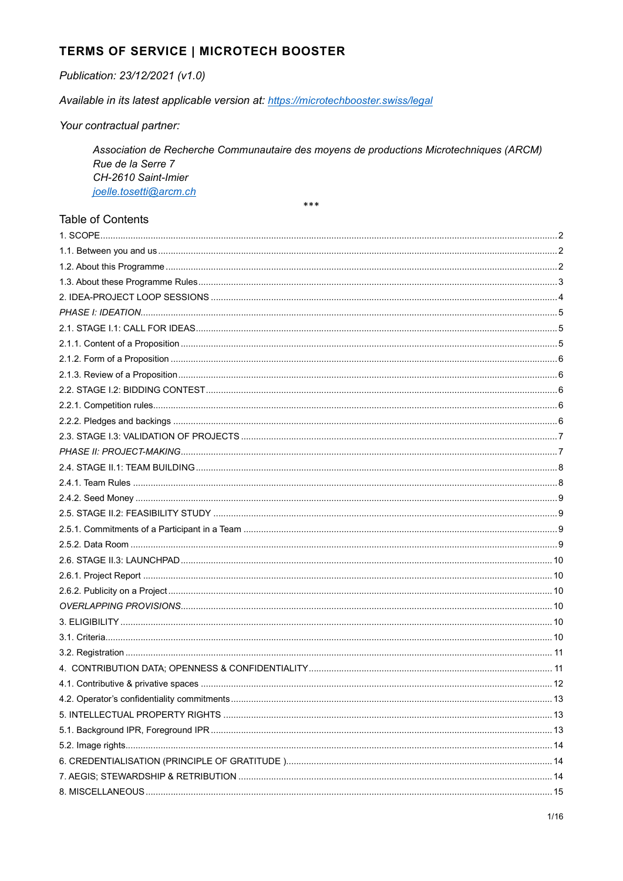# TERMS OF SERVICE | MICROTECH BOOSTER

*Publication: 23/12/2021 (v1.0)*

*Available in its latest applicable version at: https://microtechbooster.swiss/legal*

*Your contractual partner:*

> *Association de Recherche Communautaire des moyens de productions Microtechniques (ARCM)*
> *Rue de la Serre 7*
> *CH-2610 Saint-Imier*
> *joelle.tosetti@arcm.ch*

***

## Table of Contents

1. SCOPE ..... 2
1.1. Between you and us ..... 2
1.2. About this Programme ..... 2
1.3. About these Programme Rules ..... 3
2. IDEA-PROJECT LOOP SESSIONS ..... 4
*PHASE I: IDEATION* ..... 5
2.1. STAGE I.1: CALL FOR IDEAS ..... 5
2.1.1. Content of a Proposition ..... 5
2.1.2. Form of a Proposition ..... 6
2.1.3. Review of a Proposition ..... 6
2.2. STAGE I.2: BIDDING CONTEST ..... 6
2.2.1. Competition rules ..... 6
2.2.2. Pledges and backings ..... 6
2.3. STAGE I.3: VALIDATION OF PROJECTS ..... 7
*PHASE II: PROJECT-MAKING* ..... 7
2.4. STAGE II.1: TEAM BUILDING ..... 8
2.4.1. Team Rules ..... 8
2.4.2. Seed Money ..... 9
2.5. STAGE II.2: FEASIBILITY STUDY ..... 9
2.5.1. Commitments of a Participant in a Team ..... 9
2.5.2. Data Room ..... 9
2.6. STAGE II.3: LAUNCHPAD ..... 10
2.6.1. Project Report ..... 10
2.6.2. Publicity on a Project ..... 10
*OVERLAPPING PROVISIONS* ..... 10
3. ELIGIBILITY ..... 10
3.1. Criteria ..... 10
3.2. Registration ..... 11
4. CONTRIBUTION DATA; OPENNESS & CONFIDENTIALITY ..... 11
4.1. Contributive & privative spaces ..... 12
4.2. Operator's confidentiality commitments ..... 13
5. INTELLECTUAL PROPERTY RIGHTS ..... 13
5.1. Background IPR, Foreground IPR ..... 13
5.2. Image rights ..... 14
6. CREDENTIALISATION (PRINCIPLE OF GRATITUDE ) ..... 14
7. AEGIS; STEWARDSHIP & RETRIBUTION ..... 14
8. MISCELLANEOUS ..... 15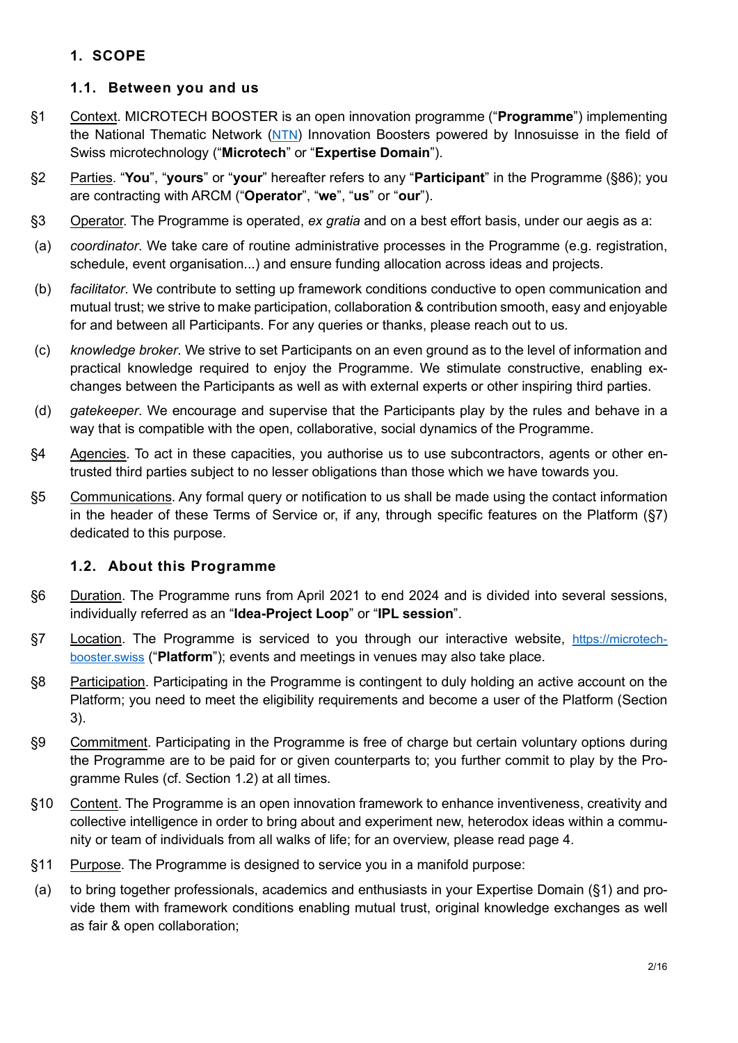# 1. SCOPE

## 1.1. Between you and us

§1 Context. MICROTECH BOOSTER is an open innovation programme ("**Programme**") implementing the National Thematic Network (NTN) Innovation Boosters powered by Innosuisse in the field of Swiss microtechnology ("**Microtech**" or "**Expertise Domain**").

§2 Parties. "**You**", "**yours**" or "**your**" hereafter refers to any "**Participant**" in the Programme (§86); you are contracting with ARCM ("**Operator**", "**we**", "**us**" or "**our**").

§3 Operator. The Programme is operated, *ex gratia* and on a best effort basis, under our aegis as a:

(a) *coordinator*. We take care of routine administrative processes in the Programme (e.g. registration, schedule, event organisation...) and ensure funding allocation across ideas and projects.

(b) *facilitator*. We contribute to setting up framework conditions conductive to open communication and mutual trust; we strive to make participation, collaboration & contribution smooth, easy and enjoyable for and between all Participants. For any queries or thanks, please reach out to us.

(c) *knowledge broker*. We strive to set Participants on an even ground as to the level of information and practical knowledge required to enjoy the Programme. We stimulate constructive, enabling exchanges between the Participants as well as with external experts or other inspiring third parties.

(d) *gatekeeper*. We encourage and supervise that the Participants play by the rules and behave in a way that is compatible with the open, collaborative, social dynamics of the Programme.

§4 Agencies. To act in these capacities, you authorise us to use subcontractors, agents or other entrusted third parties subject to no lesser obligations than those which we have towards you.

§5 Communications. Any formal query or notification to us shall be made using the contact information in the header of these Terms of Service or, if any, through specific features on the Platform (§7) dedicated to this purpose.

## 1.2. About this Programme

§6 Duration. The Programme runs from April 2021 to end 2024 and is divided into several sessions, individually referred as an "**Idea-Project Loop**" or "**IPL session**".

§7 Location. The Programme is serviced to you through our interactive website, https://microtech-booster.swiss ("**Platform**"); events and meetings in venues may also take place.

§8 Participation. Participating in the Programme is contingent to duly holding an active account on the Platform; you need to meet the eligibility requirements and become a user of the Platform (Section 3).

§9 Commitment. Participating in the Programme is free of charge but certain voluntary options during the Programme are to be paid for or given counterparts to; you further commit to play by the Programme Rules (cf. Section 1.2) at all times.

§10 Content. The Programme is an open innovation framework to enhance inventiveness, creativity and collective intelligence in order to bring about and experiment new, heterodox ideas within a community or team of individuals from all walks of life; for an overview, please read page 4.

§11 Purpose. The Programme is designed to service you in a manifold purpose:

(a) to bring together professionals, academics and enthusiasts in your Expertise Domain (§1) and provide them with framework conditions enabling mutual trust, original knowledge exchanges as well as fair & open collaboration;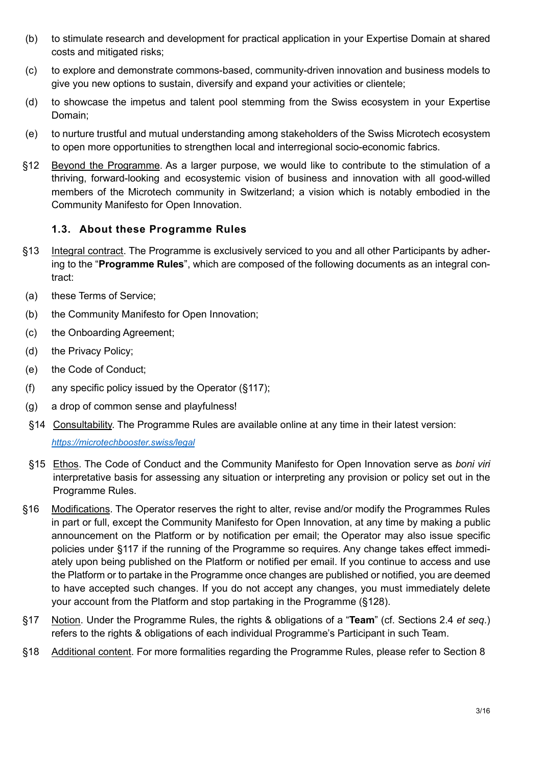(b) to stimulate research and development for practical application in your Expertise Domain at shared costs and mitigated risks;

(c) to explore and demonstrate commons-based, community-driven innovation and business models to give you new options to sustain, diversify and expand your activities or clientele;

(d) to showcase the impetus and talent pool stemming from the Swiss ecosystem in your Expertise Domain;

(e) to nurture trustful and mutual understanding among stakeholders of the Swiss Microtech ecosystem to open more opportunities to strengthen local and interregional socio-economic fabrics.

§12 Beyond the Programme. As a larger purpose, we would like to contribute to the stimulation of a thriving, forward-looking and ecosystemic vision of business and innovation with all good-willed members of the Microtech community in Switzerland; a vision which is notably embodied in the Community Manifesto for Open Innovation.

### 1.3. About these Programme Rules

§13 Integral contract. The Programme is exclusively serviced to you and all other Participants by adhering to the "**Programme Rules**", which are composed of the following documents as an integral contract:

(a) these Terms of Service;

(b) the Community Manifesto for Open Innovation;

(c) the Onboarding Agreement;

(d) the Privacy Policy;

(e) the Code of Conduct;

(f) any specific policy issued by the Operator (§117);

(g) a drop of common sense and playfulness!

§14 Consultability. The Programme Rules are available online at any time in their latest version: *https://microtechbooster.swiss/legal*

§15 Ethos. The Code of Conduct and the Community Manifesto for Open Innovation serve as *boni viri* interpretative basis for assessing any situation or interpreting any provision or policy set out in the Programme Rules.

§16 Modifications. The Operator reserves the right to alter, revise and/or modify the Programmes Rules in part or full, except the Community Manifesto for Open Innovation, at any time by making a public announcement on the Platform or by notification per email; the Operator may also issue specific policies under §117 if the running of the Programme so requires. Any change takes effect immediately upon being published on the Platform or notified per email. If you continue to access and use the Platform or to partake in the Programme once changes are published or notified, you are deemed to have accepted such changes. If you do not accept any changes, you must immediately delete your account from the Platform and stop partaking in the Programme (§128).

§17 Notion. Under the Programme Rules, the rights & obligations of a "**Team**" (cf. Sections 2.4 *et seq.*) refers to the rights & obligations of each individual Programme's Participant in such Team.

§18 Additional content. For more formalities regarding the Programme Rules, please refer to Section 8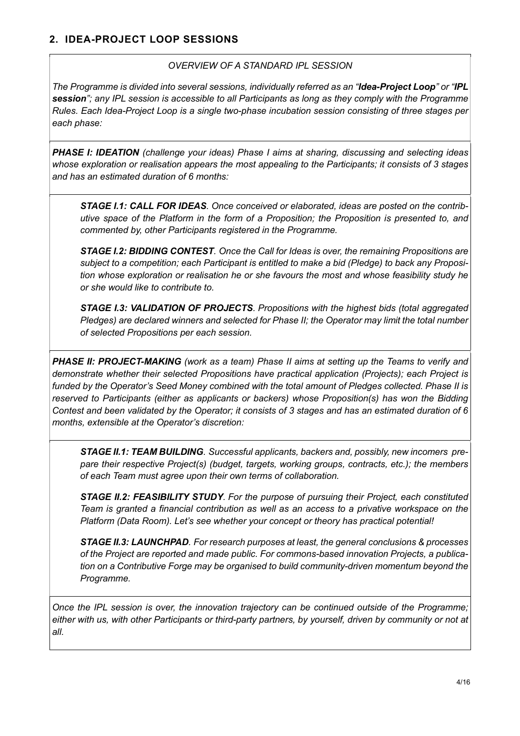## 2. IDEA-PROJECT LOOP SESSIONS

*OVERVIEW OF A STANDARD IPL SESSION*

*The Programme is divided into several sessions, individually referred as an "**Idea-Project Loop**" or "**IPL session**"; any IPL session is accessible to all Participants as long as they comply with the Programme Rules. Each Idea-Project Loop is a single two-phase incubation session consisting of three stages per each phase:*

***PHASE I: IDEATION** (challenge your ideas) Phase I aims at sharing, discussing and selecting ideas whose exploration or realisation appears the most appealing to the Participants; it consists of 3 stages and has an estimated duration of 6 months:*

> ***STAGE I.1: CALL FOR IDEAS**. Once conceived or elaborated, ideas are posted on the contributive space of the Platform in the form of a Proposition; the Proposition is presented to, and commented by, other Participants registered in the Programme.*
>
> ***STAGE I.2: BIDDING CONTEST**. Once the Call for Ideas is over, the remaining Propositions are subject to a competition; each Participant is entitled to make a bid (Pledge) to back any Proposition whose exploration or realisation he or she favours the most and whose feasibility study he or she would like to contribute to.*
>
> ***STAGE I.3: VALIDATION OF PROJECTS**. Propositions with the highest bids (total aggregated Pledges) are declared winners and selected for Phase II; the Operator may limit the total number of selected Propositions per each session.*

***PHASE II: PROJECT-MAKING** (work as a team) Phase II aims at setting up the Teams to verify and demonstrate whether their selected Propositions have practical application (Projects); each Project is funded by the Operator's Seed Money combined with the total amount of Pledges collected. Phase II is reserved to Participants (either as applicants or backers) whose Proposition(s) has won the Bidding Contest and been validated by the Operator; it consists of 3 stages and has an estimated duration of 6 months, extensible at the Operator's discretion:*

> ***STAGE II.1: TEAM BUILDING**. Successful applicants, backers and, possibly, new incomers prepare their respective Project(s) (budget, targets, working groups, contracts, etc.); the members of each Team must agree upon their own terms of collaboration.*
>
> ***STAGE II.2: FEASIBILITY STUDY**. For the purpose of pursuing their Project, each constituted Team is granted a financial contribution as well as an access to a privative workspace on the Platform (Data Room). Let's see whether your concept or theory has practical potential!*
>
> ***STAGE II.3: LAUNCHPAD**. For research purposes at least, the general conclusions & processes of the Project are reported and made public. For commons-based innovation Projects, a publication on a Contributive Forge may be organised to build community-driven momentum beyond the Programme.*

*Once the IPL session is over, the innovation trajectory can be continued outside of the Programme; either with us, with other Participants or third-party partners, by yourself, driven by community or not at all.*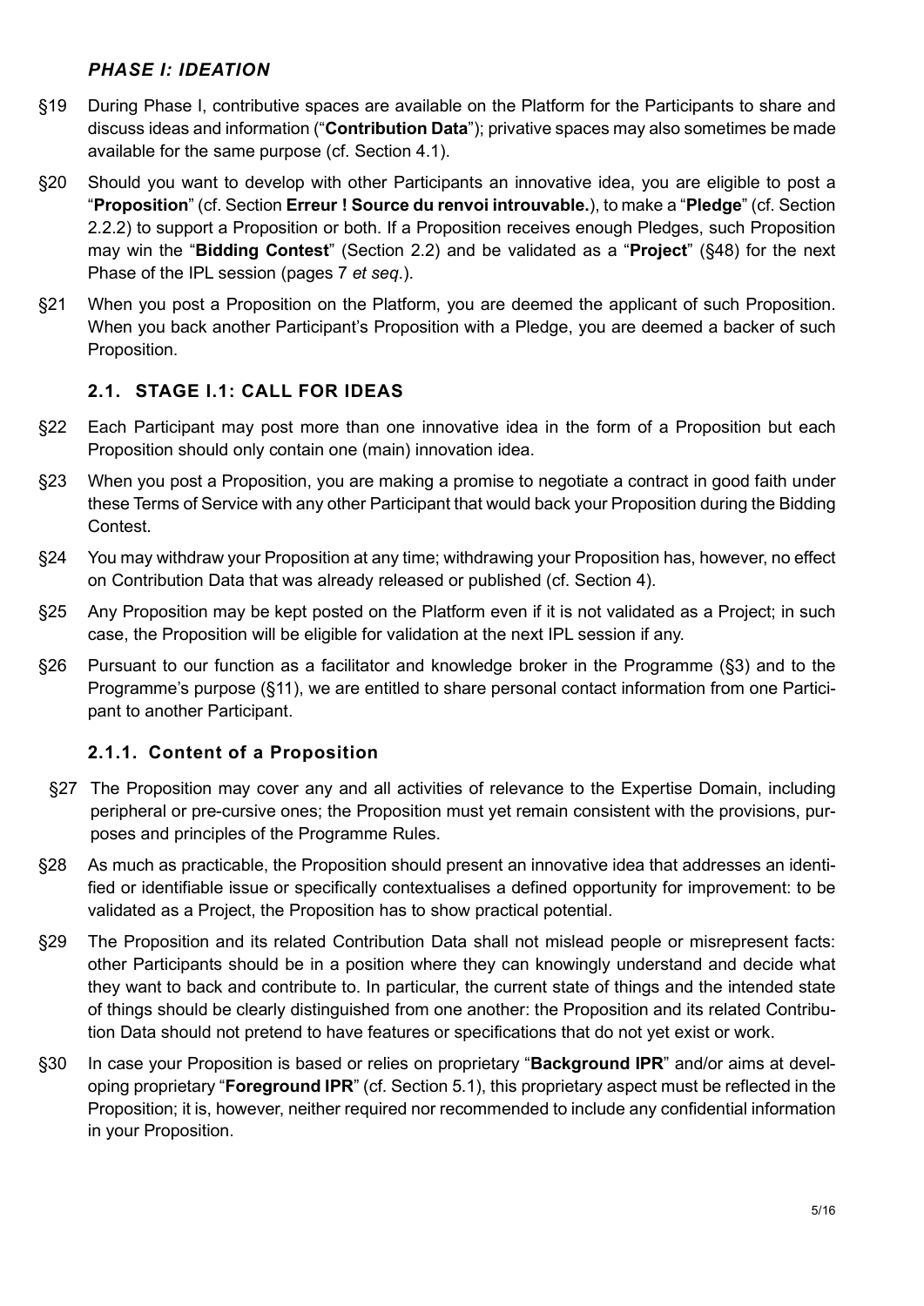### *PHASE I: IDEATION*

§19 During Phase I, contributive spaces are available on the Platform for the Participants to share and discuss ideas and information ("**Contribution Data**"); privative spaces may also sometimes be made available for the same purpose (cf. Section 4.1).

§20 Should you want to develop with other Participants an innovative idea, you are eligible to post a "**Proposition**" (cf. Section **Erreur ! Source du renvoi introuvable.**), to make a "**Pledge**" (cf. Section 2.2.2) to support a Proposition or both. If a Proposition receives enough Pledges, such Proposition may win the "**Bidding Contest**" (Section 2.2) and be validated as a "**Project**" (§48) for the next Phase of the IPL session (pages 7 *et seq.*).

§21 When you post a Proposition on the Platform, you are deemed the applicant of such Proposition. When you back another Participant's Proposition with a Pledge, you are deemed a backer of such Proposition.

## 2.1. STAGE I.1: CALL FOR IDEAS

§22 Each Participant may post more than one innovative idea in the form of a Proposition but each Proposition should only contain one (main) innovation idea.

§23 When you post a Proposition, you are making a promise to negotiate a contract in good faith under these Terms of Service with any other Participant that would back your Proposition during the Bidding Contest.

§24 You may withdraw your Proposition at any time; withdrawing your Proposition has, however, no effect on Contribution Data that was already released or published (cf. Section 4).

§25 Any Proposition may be kept posted on the Platform even if it is not validated as a Project; in such case, the Proposition will be eligible for validation at the next IPL session if any.

§26 Pursuant to our function as a facilitator and knowledge broker in the Programme (§3) and to the Programme's purpose (§11), we are entitled to share personal contact information from one Participant to another Participant.

### 2.1.1. Content of a Proposition

§27 The Proposition may cover any and all activities of relevance to the Expertise Domain, including peripheral or pre-cursive ones; the Proposition must yet remain consistent with the provisions, purposes and principles of the Programme Rules.

§28 As much as practicable, the Proposition should present an innovative idea that addresses an identified or identifiable issue or specifically contextualises a defined opportunity for improvement: to be validated as a Project, the Proposition has to show practical potential.

§29 The Proposition and its related Contribution Data shall not mislead people or misrepresent facts: other Participants should be in a position where they can knowingly understand and decide what they want to back and contribute to. In particular, the current state of things and the intended state of things should be clearly distinguished from one another: the Proposition and its related Contribution Data should not pretend to have features or specifications that do not yet exist or work.

§30 In case your Proposition is based or relies on proprietary "**Background IPR**" and/or aims at developing proprietary "**Foreground IPR**" (cf. Section 5.1), this proprietary aspect must be reflected in the Proposition; it is, however, neither required nor recommended to include any confidential information in your Proposition.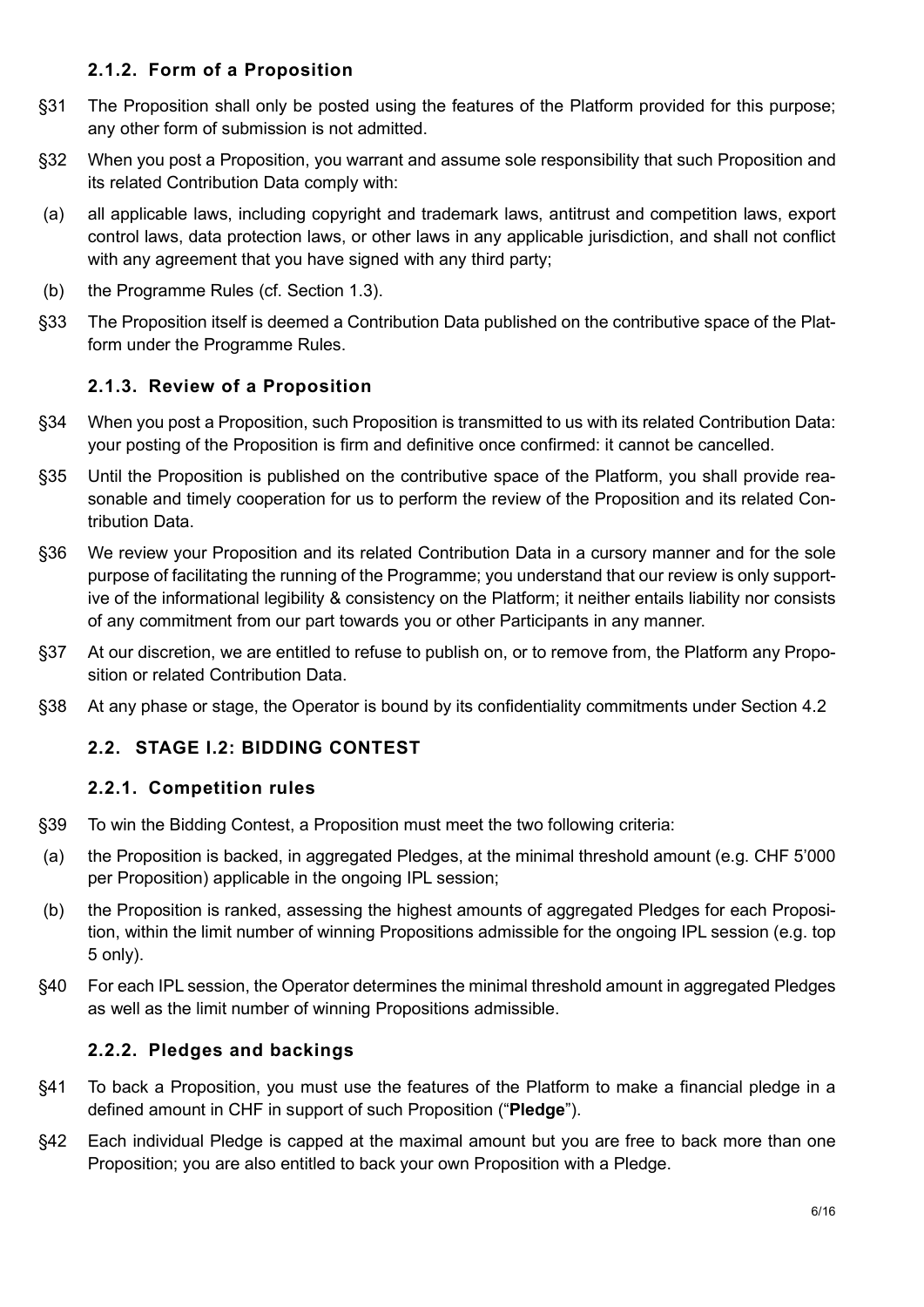### 2.1.2. Form of a Proposition

§31 The Proposition shall only be posted using the features of the Platform provided for this purpose; any other form of submission is not admitted.

§32 When you post a Proposition, you warrant and assume sole responsibility that such Proposition and its related Contribution Data comply with:

(a) all applicable laws, including copyright and trademark laws, antitrust and competition laws, export control laws, data protection laws, or other laws in any applicable jurisdiction, and shall not conflict with any agreement that you have signed with any third party;

(b) the Programme Rules (cf. Section 1.3).

§33 The Proposition itself is deemed a Contribution Data published on the contributive space of the Platform under the Programme Rules.

### 2.1.3. Review of a Proposition

§34 When you post a Proposition, such Proposition is transmitted to us with its related Contribution Data: your posting of the Proposition is firm and definitive once confirmed: it cannot be cancelled.

§35 Until the Proposition is published on the contributive space of the Platform, you shall provide reasonable and timely cooperation for us to perform the review of the Proposition and its related Contribution Data.

§36 We review your Proposition and its related Contribution Data in a cursory manner and for the sole purpose of facilitating the running of the Programme; you understand that our review is only supportive of the informational legibility & consistency on the Platform; it neither entails liability nor consists of any commitment from our part towards you or other Participants in any manner.

§37 At our discretion, we are entitled to refuse to publish on, or to remove from, the Platform any Proposition or related Contribution Data.

§38 At any phase or stage, the Operator is bound by its confidentiality commitments under Section 4.2

## 2.2. STAGE I.2: BIDDING CONTEST

### 2.2.1. Competition rules

§39 To win the Bidding Contest, a Proposition must meet the two following criteria:

(a) the Proposition is backed, in aggregated Pledges, at the minimal threshold amount (e.g. CHF 5'000 per Proposition) applicable in the ongoing IPL session;

(b) the Proposition is ranked, assessing the highest amounts of aggregated Pledges for each Proposition, within the limit number of winning Propositions admissible for the ongoing IPL session (e.g. top 5 only).

§40 For each IPL session, the Operator determines the minimal threshold amount in aggregated Pledges as well as the limit number of winning Propositions admissible.

### 2.2.2. Pledges and backings

§41 To back a Proposition, you must use the features of the Platform to make a financial pledge in a defined amount in CHF in support of such Proposition ("**Pledge**").

§42 Each individual Pledge is capped at the maximal amount but you are free to back more than one Proposition; you are also entitled to back your own Proposition with a Pledge.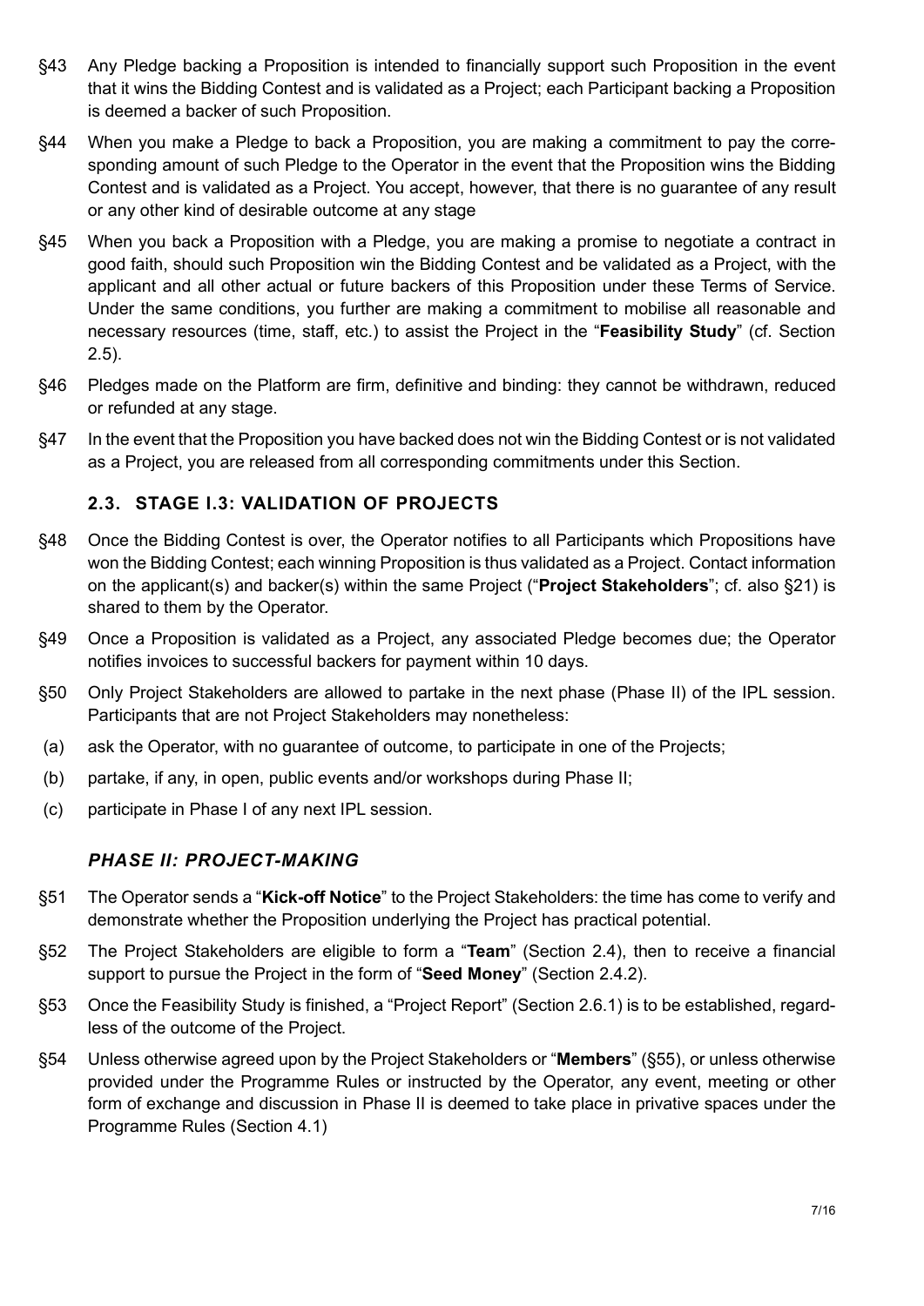§43 Any Pledge backing a Proposition is intended to financially support such Proposition in the event that it wins the Bidding Contest and is validated as a Project; each Participant backing a Proposition is deemed a backer of such Proposition.

§44 When you make a Pledge to back a Proposition, you are making a commitment to pay the corresponding amount of such Pledge to the Operator in the event that the Proposition wins the Bidding Contest and is validated as a Project. You accept, however, that there is no guarantee of any result or any other kind of desirable outcome at any stage

§45 When you back a Proposition with a Pledge, you are making a promise to negotiate a contract in good faith, should such Proposition win the Bidding Contest and be validated as a Project, with the applicant and all other actual or future backers of this Proposition under these Terms of Service. Under the same conditions, you further are making a commitment to mobilise all reasonable and necessary resources (time, staff, etc.) to assist the Project in the "**Feasibility Study**" (cf. Section 2.5).

§46 Pledges made on the Platform are firm, definitive and binding: they cannot be withdrawn, reduced or refunded at any stage.

§47 In the event that the Proposition you have backed does not win the Bidding Contest or is not validated as a Project, you are released from all corresponding commitments under this Section.

### 2.3. STAGE I.3: VALIDATION OF PROJECTS

§48 Once the Bidding Contest is over, the Operator notifies to all Participants which Propositions have won the Bidding Contest; each winning Proposition is thus validated as a Project. Contact information on the applicant(s) and backer(s) within the same Project ("**Project Stakeholders**"; cf. also §21) is shared to them by the Operator.

§49 Once a Proposition is validated as a Project, any associated Pledge becomes due; the Operator notifies invoices to successful backers for payment within 10 days.

§50 Only Project Stakeholders are allowed to partake in the next phase (Phase II) of the IPL session. Participants that are not Project Stakeholders may nonetheless:

(a) ask the Operator, with no guarantee of outcome, to participate in one of the Projects;

(b) partake, if any, in open, public events and/or workshops during Phase II;

(c) participate in Phase I of any next IPL session.

### *PHASE II: PROJECT-MAKING*

§51 The Operator sends a "**Kick-off Notice**" to the Project Stakeholders: the time has come to verify and demonstrate whether the Proposition underlying the Project has practical potential.

§52 The Project Stakeholders are eligible to form a "**Team**" (Section 2.4), then to receive a financial support to pursue the Project in the form of "**Seed Money**" (Section 2.4.2).

§53 Once the Feasibility Study is finished, a "Project Report" (Section 2.6.1) is to be established, regardless of the outcome of the Project.

§54 Unless otherwise agreed upon by the Project Stakeholders or "**Members**" (§55), or unless otherwise provided under the Programme Rules or instructed by the Operator, any event, meeting or other form of exchange and discussion in Phase II is deemed to take place in privative spaces under the Programme Rules (Section 4.1)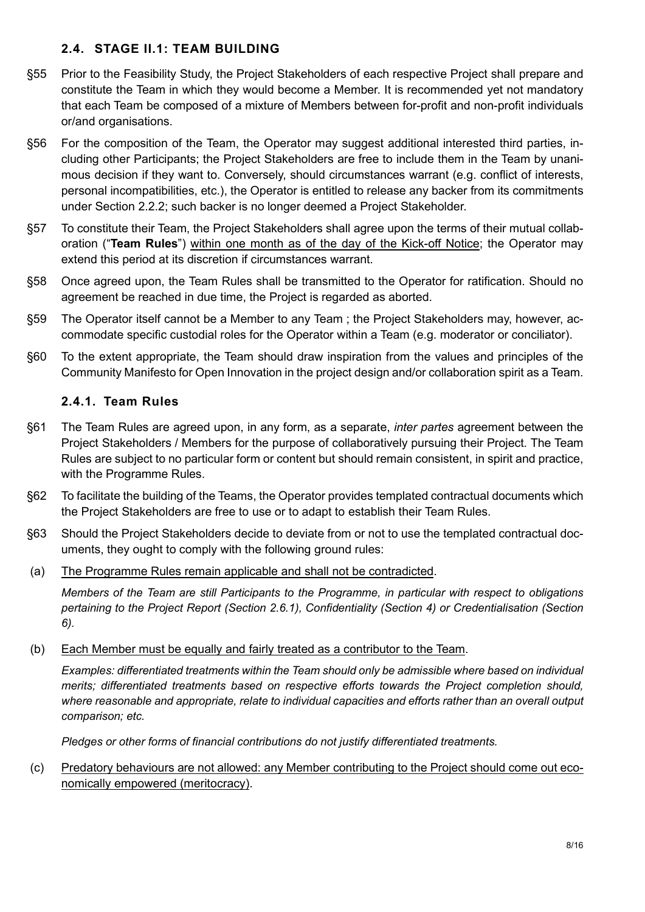## 2.4. STAGE II.1: TEAM BUILDING

§55 Prior to the Feasibility Study, the Project Stakeholders of each respective Project shall prepare and constitute the Team in which they would become a Member. It is recommended yet not mandatory that each Team be composed of a mixture of Members between for-profit and non-profit individuals or/and organisations.

§56 For the composition of the Team, the Operator may suggest additional interested third parties, including other Participants; the Project Stakeholders are free to include them in the Team by unanimous decision if they want to. Conversely, should circumstances warrant (e.g. conflict of interests, personal incompatibilities, etc.), the Operator is entitled to release any backer from its commitments under Section 2.2.2; such backer is no longer deemed a Project Stakeholder.

§57 To constitute their Team, the Project Stakeholders shall agree upon the terms of their mutual collaboration ("**Team Rules**") <u>within one month as of the day of the Kick-off Notice</u>; the Operator may extend this period at its discretion if circumstances warrant.

§58 Once agreed upon, the Team Rules shall be transmitted to the Operator for ratification. Should no agreement be reached in due time, the Project is regarded as aborted.

§59 The Operator itself cannot be a Member to any Team ; the Project Stakeholders may, however, accommodate specific custodial roles for the Operator within a Team (e.g. moderator or conciliator).

§60 To the extent appropriate, the Team should draw inspiration from the values and principles of the Community Manifesto for Open Innovation in the project design and/or collaboration spirit as a Team.

### 2.4.1. Team Rules

§61 The Team Rules are agreed upon, in any form, as a separate, *inter partes* agreement between the Project Stakeholders / Members for the purpose of collaboratively pursuing their Project. The Team Rules are subject to no particular form or content but should remain consistent, in spirit and practice, with the Programme Rules.

§62 To facilitate the building of the Teams, the Operator provides templated contractual documents which the Project Stakeholders are free to use or to adapt to establish their Team Rules.

§63 Should the Project Stakeholders decide to deviate from or not to use the templated contractual documents, they ought to comply with the following ground rules:

(a) <u>The Programme Rules remain applicable and shall not be contradicted</u>.

*Members of the Team are still Participants to the Programme, in particular with respect to obligations pertaining to the Project Report (Section 2.6.1), Confidentiality (Section 4) or Credentialisation (Section 6).*

(b) <u>Each Member must be equally and fairly treated as a contributor to the Team</u>.

*Examples: differentiated treatments within the Team should only be admissible where based on individual merits; differentiated treatments based on respective efforts towards the Project completion should, where reasonable and appropriate, relate to individual capacities and efforts rather than an overall output comparison; etc.*

*Pledges or other forms of financial contributions do not justify differentiated treatments.*

(c) <u>Predatory behaviours are not allowed: any Member contributing to the Project should come out economically empowered (meritocracy)</u>.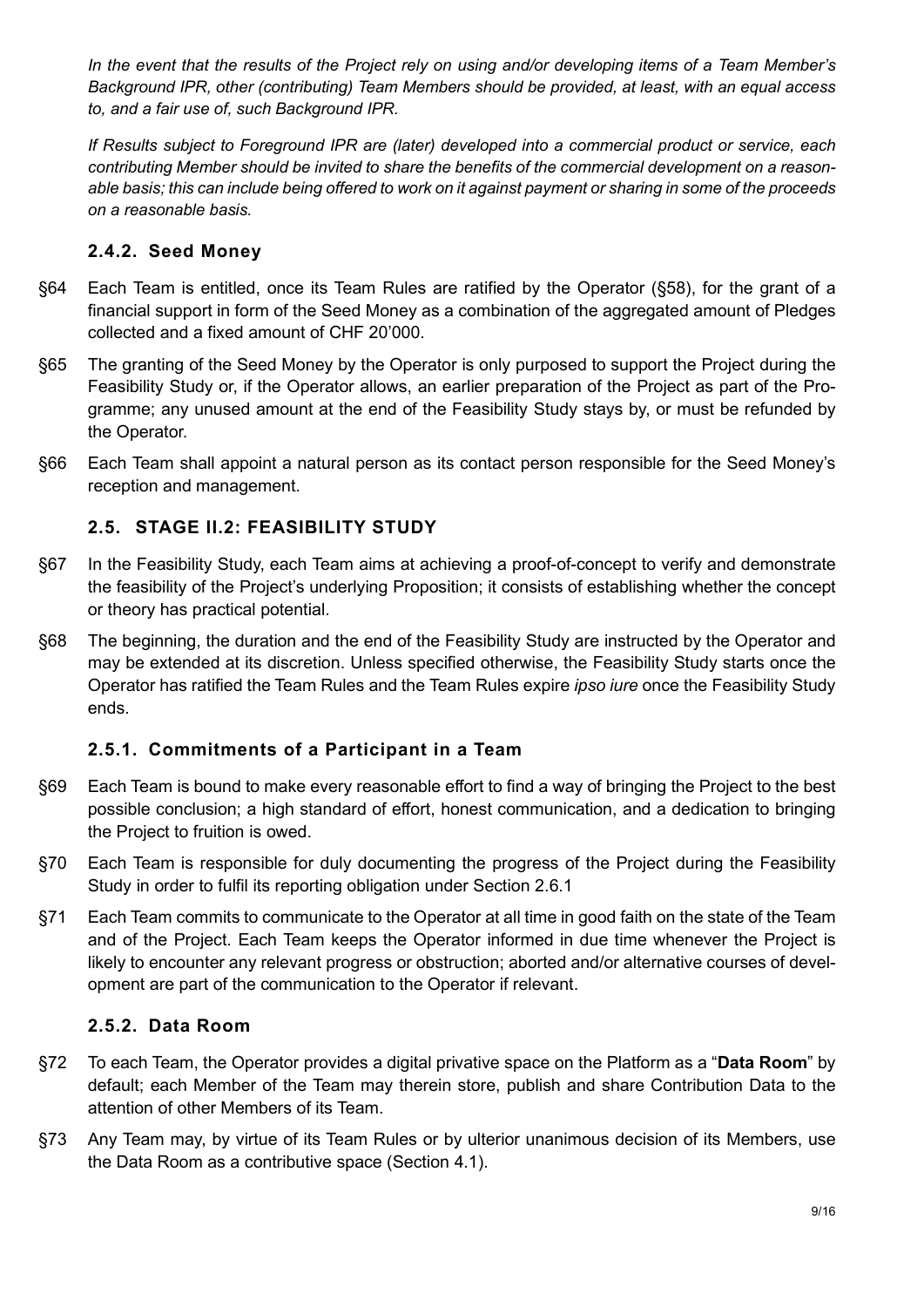*In the event that the results of the Project rely on using and/or developing items of a Team Member's Background IPR, other (contributing) Team Members should be provided, at least, with an equal access to, and a fair use of, such Background IPR.*

*If Results subject to Foreground IPR are (later) developed into a commercial product or service, each contributing Member should be invited to share the benefits of the commercial development on a reasonable basis; this can include being offered to work on it against payment or sharing in some of the proceeds on a reasonable basis.*

### 2.4.2. Seed Money

§64 Each Team is entitled, once its Team Rules are ratified by the Operator (§58), for the grant of a financial support in form of the Seed Money as a combination of the aggregated amount of Pledges collected and a fixed amount of CHF 20'000.

§65 The granting of the Seed Money by the Operator is only purposed to support the Project during the Feasibility Study or, if the Operator allows, an earlier preparation of the Project as part of the Programme; any unused amount at the end of the Feasibility Study stays by, or must be refunded by the Operator.

§66 Each Team shall appoint a natural person as its contact person responsible for the Seed Money's reception and management.

## 2.5. STAGE II.2: FEASIBILITY STUDY

§67 In the Feasibility Study, each Team aims at achieving a proof-of-concept to verify and demonstrate the feasibility of the Project's underlying Proposition; it consists of establishing whether the concept or theory has practical potential.

§68 The beginning, the duration and the end of the Feasibility Study are instructed by the Operator and may be extended at its discretion. Unless specified otherwise, the Feasibility Study starts once the Operator has ratified the Team Rules and the Team Rules expire *ipso iure* once the Feasibility Study ends.

### 2.5.1. Commitments of a Participant in a Team

§69 Each Team is bound to make every reasonable effort to find a way of bringing the Project to the best possible conclusion; a high standard of effort, honest communication, and a dedication to bringing the Project to fruition is owed.

§70 Each Team is responsible for duly documenting the progress of the Project during the Feasibility Study in order to fulfil its reporting obligation under Section 2.6.1

§71 Each Team commits to communicate to the Operator at all time in good faith on the state of the Team and of the Project. Each Team keeps the Operator informed in due time whenever the Project is likely to encounter any relevant progress or obstruction; aborted and/or alternative courses of development are part of the communication to the Operator if relevant.

### 2.5.2. Data Room

§72 To each Team, the Operator provides a digital privative space on the Platform as a "**Data Room**" by default; each Member of the Team may therein store, publish and share Contribution Data to the attention of other Members of its Team.

§73 Any Team may, by virtue of its Team Rules or by ulterior unanimous decision of its Members, use the Data Room as a contributive space (Section 4.1).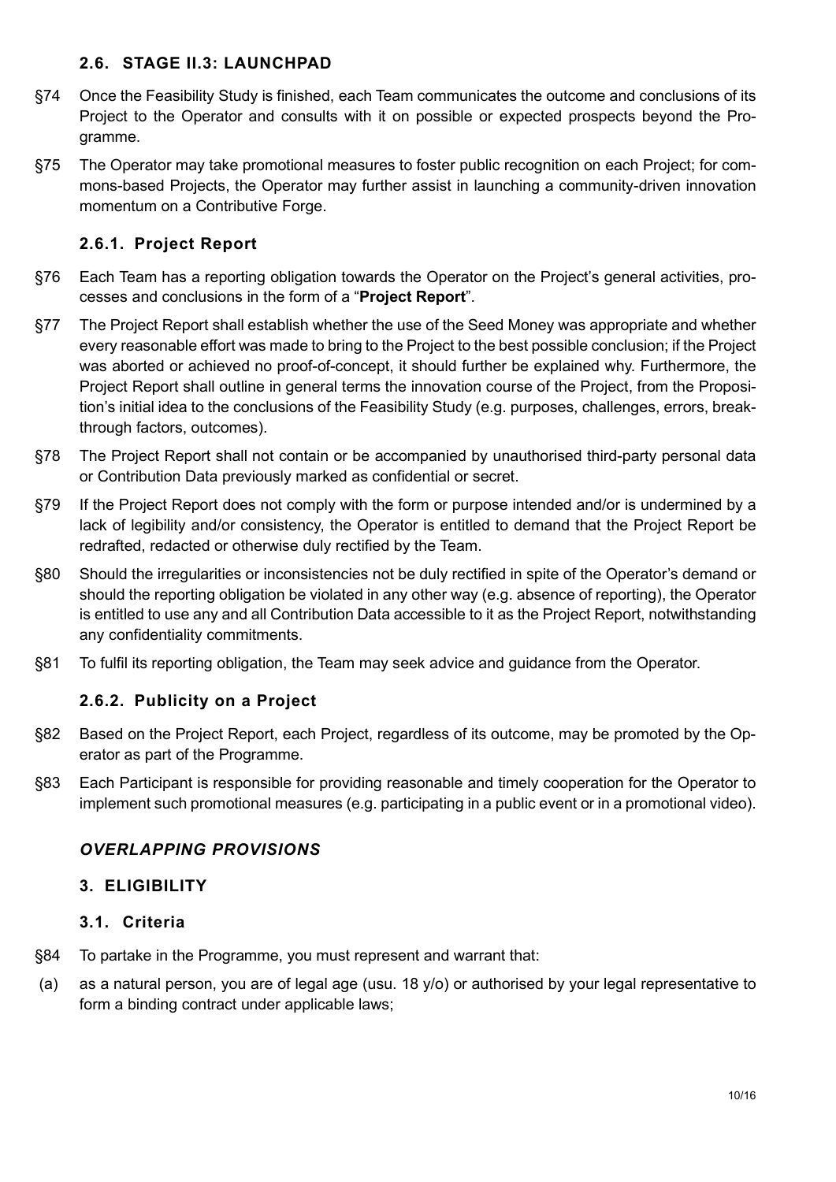### 2.6. STAGE II.3: LAUNCHPAD

§74 Once the Feasibility Study is finished, each Team communicates the outcome and conclusions of its Project to the Operator and consults with it on possible or expected prospects beyond the Programme.

§75 The Operator may take promotional measures to foster public recognition on each Project; for commons-based Projects, the Operator may further assist in launching a community-driven innovation momentum on a Contributive Forge.

#### 2.6.1. Project Report

§76 Each Team has a reporting obligation towards the Operator on the Project's general activities, processes and conclusions in the form of a "**Project Report**".

§77 The Project Report shall establish whether the use of the Seed Money was appropriate and whether every reasonable effort was made to bring to the Project to the best possible conclusion; if the Project was aborted or achieved no proof-of-concept, it should further be explained why. Furthermore, the Project Report shall outline in general terms the innovation course of the Project, from the Proposition's initial idea to the conclusions of the Feasibility Study (e.g. purposes, challenges, errors, breakthrough factors, outcomes).

§78 The Project Report shall not contain or be accompanied by unauthorised third-party personal data or Contribution Data previously marked as confidential or secret.

§79 If the Project Report does not comply with the form or purpose intended and/or is undermined by a lack of legibility and/or consistency, the Operator is entitled to demand that the Project Report be redrafted, redacted or otherwise duly rectified by the Team.

§80 Should the irregularities or inconsistencies not be duly rectified in spite of the Operator's demand or should the reporting obligation be violated in any other way (e.g. absence of reporting), the Operator is entitled to use any and all Contribution Data accessible to it as the Project Report, notwithstanding any confidentiality commitments.

§81 To fulfil its reporting obligation, the Team may seek advice and guidance from the Operator.

#### 2.6.2. Publicity on a Project

§82 Based on the Project Report, each Project, regardless of its outcome, may be promoted by the Operator as part of the Programme.

§83 Each Participant is responsible for providing reasonable and timely cooperation for the Operator to implement such promotional measures (e.g. participating in a public event or in a promotional video).

## *OVERLAPPING PROVISIONS*

## 3. ELIGIBILITY

### 3.1. Criteria

§84 To partake in the Programme, you must represent and warrant that:

(a) as a natural person, you are of legal age (usu. 18 y/o) or authorised by your legal representative to form a binding contract under applicable laws;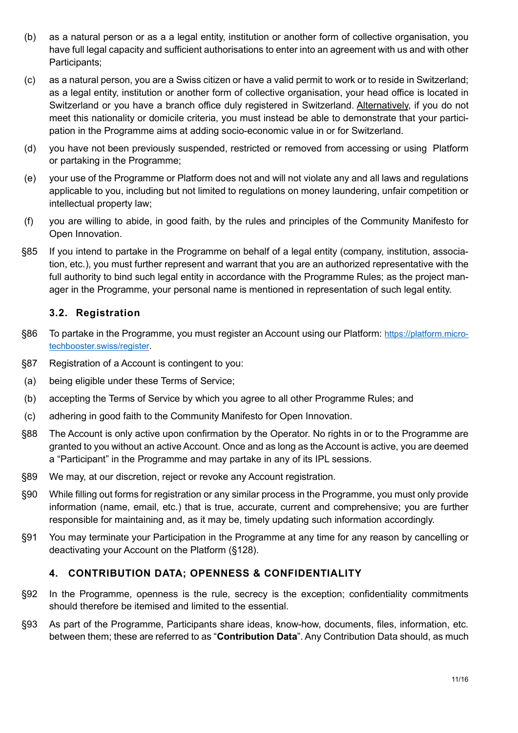(b) as a natural person or as a a legal entity, institution or another form of collective organisation, you have full legal capacity and sufficient authorisations to enter into an agreement with us and with other Participants;

(c) as a natural person, you are a Swiss citizen or have a valid permit to work or to reside in Switzerland; as a legal entity, institution or another form of collective organisation, your head office is located in Switzerland or you have a branch office duly registered in Switzerland. Alternatively, if you do not meet this nationality or domicile criteria, you must instead be able to demonstrate that your participation in the Programme aims at adding socio-economic value in or for Switzerland.

(d) you have not been previously suspended, restricted or removed from accessing or using Platform or partaking in the Programme;

(e) your use of the Programme or Platform does not and will not violate any and all laws and regulations applicable to you, including but not limited to regulations on money laundering, unfair competition or intellectual property law;

(f) you are willing to abide, in good faith, by the rules and principles of the Community Manifesto for Open Innovation.

§85 If you intend to partake in the Programme on behalf of a legal entity (company, institution, association, etc.), you must further represent and warrant that you are an authorized representative with the full authority to bind such legal entity in accordance with the Programme Rules; as the project manager in the Programme, your personal name is mentioned in representation of such legal entity.

### 3.2. Registration

§86 To partake in the Programme, you must register an Account using our Platform: https://platform.microtechbooster.swiss/register.

§87 Registration of a Account is contingent to you:

(a) being eligible under these Terms of Service;

(b) accepting the Terms of Service by which you agree to all other Programme Rules; and

(c) adhering in good faith to the Community Manifesto for Open Innovation.

§88 The Account is only active upon confirmation by the Operator. No rights in or to the Programme are granted to you without an active Account. Once and as long as the Account is active, you are deemed a "Participant" in the Programme and may partake in any of its IPL sessions.

§89 We may, at our discretion, reject or revoke any Account registration.

§90 While filling out forms for registration or any similar process in the Programme, you must only provide information (name, email, etc.) that is true, accurate, current and comprehensive; you are further responsible for maintaining and, as it may be, timely updating such information accordingly.

§91 You may terminate your Participation in the Programme at any time for any reason by cancelling or deactivating your Account on the Platform (§128).

## 4. CONTRIBUTION DATA; OPENNESS & CONFIDENTIALITY

§92 In the Programme, openness is the rule, secrecy is the exception; confidentiality commitments should therefore be itemised and limited to the essential.

§93 As part of the Programme, Participants share ideas, know-how, documents, files, information, etc. between them; these are referred to as "**Contribution Data**". Any Contribution Data should, as much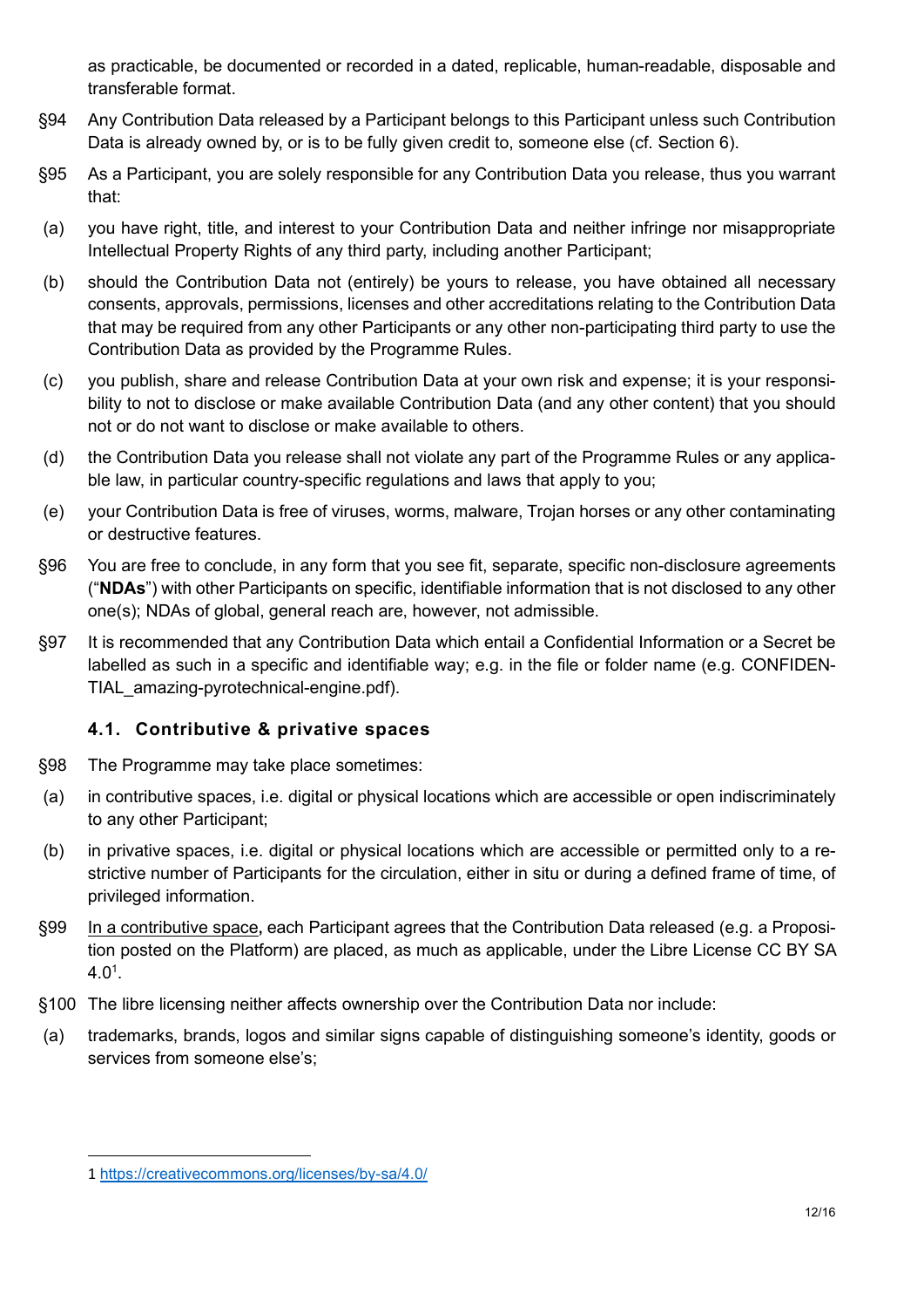as practicable, be documented or recorded in a dated, replicable, human-readable, disposable and transferable format.

§94 Any Contribution Data released by a Participant belongs to this Participant unless such Contribution Data is already owned by, or is to be fully given credit to, someone else (cf. Section 6).

§95 As a Participant, you are solely responsible for any Contribution Data you release, thus you warrant that:

(a) you have right, title, and interest to your Contribution Data and neither infringe nor misappropriate Intellectual Property Rights of any third party, including another Participant;

(b) should the Contribution Data not (entirely) be yours to release, you have obtained all necessary consents, approvals, permissions, licenses and other accreditations relating to the Contribution Data that may be required from any other Participants or any other non-participating third party to use the Contribution Data as provided by the Programme Rules.

(c) you publish, share and release Contribution Data at your own risk and expense; it is your responsibility to not to disclose or make available Contribution Data (and any other content) that you should not or do not want to disclose or make available to others.

(d) the Contribution Data you release shall not violate any part of the Programme Rules or any applicable law, in particular country-specific regulations and laws that apply to you;

(e) your Contribution Data is free of viruses, worms, malware, Trojan horses or any other contaminating or destructive features.

§96 You are free to conclude, in any form that you see fit, separate, specific non-disclosure agreements ("**NDAs**") with other Participants on specific, identifiable information that is not disclosed to any other one(s); NDAs of global, general reach are, however, not admissible.

§97 It is recommended that any Contribution Data which entail a Confidential Information or a Secret be labelled as such in a specific and identifiable way; e.g. in the file or folder name (e.g. CONFIDENTIAL_amazing-pyrotechnical-engine.pdf).

### 4.1. Contributive & privative spaces

§98 The Programme may take place sometimes:

(a) in contributive spaces, i.e. digital or physical locations which are accessible or open indiscriminately to any other Participant;

(b) in privative spaces, i.e. digital or physical locations which are accessible or permitted only to a restrictive number of Participants for the circulation, either in situ or during a defined frame of time, of privileged information.

§99 In a contributive space, each Participant agrees that the Contribution Data released (e.g. a Proposition posted on the Platform) are placed, as much as applicable, under the Libre License CC BY SA 4.0[1].

§100 The libre licensing neither affects ownership over the Contribution Data nor include:

(a) trademarks, brands, logos and similar signs capable of distinguishing someone's identity, goods or services from someone else's;

---

1 https://creativecommons.org/licenses/by-sa/4.0/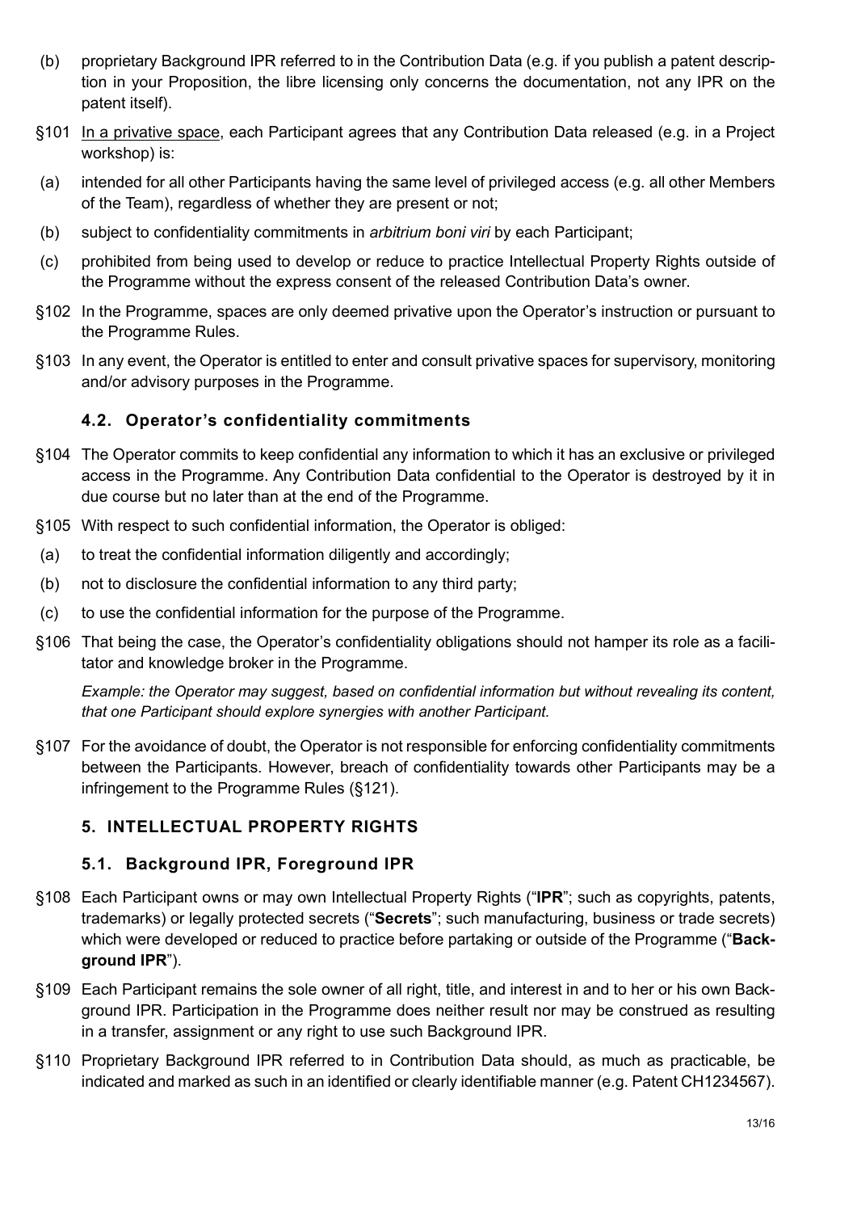(b) proprietary Background IPR referred to in the Contribution Data (e.g. if you publish a patent description in your Proposition, the libre licensing only concerns the documentation, not any IPR on the patent itself).

§101 In a privative space, each Participant agrees that any Contribution Data released (e.g. in a Project workshop) is:

(a) intended for all other Participants having the same level of privileged access (e.g. all other Members of the Team), regardless of whether they are present or not;

(b) subject to confidentiality commitments in *arbitrium boni viri* by each Participant;

(c) prohibited from being used to develop or reduce to practice Intellectual Property Rights outside of the Programme without the express consent of the released Contribution Data's owner.

§102 In the Programme, spaces are only deemed privative upon the Operator's instruction or pursuant to the Programme Rules.

§103 In any event, the Operator is entitled to enter and consult privative spaces for supervisory, monitoring and/or advisory purposes in the Programme.

### 4.2. Operator's confidentiality commitments

§104 The Operator commits to keep confidential any information to which it has an exclusive or privileged access in the Programme. Any Contribution Data confidential to the Operator is destroyed by it in due course but no later than at the end of the Programme.

§105 With respect to such confidential information, the Operator is obliged:

(a) to treat the confidential information diligently and accordingly;

(b) not to disclosure the confidential information to any third party;

(c) to use the confidential information for the purpose of the Programme.

§106 That being the case, the Operator's confidentiality obligations should not hamper its role as a facilitator and knowledge broker in the Programme.

*Example: the Operator may suggest, based on confidential information but without revealing its content, that one Participant should explore synergies with another Participant.*

§107 For the avoidance of doubt, the Operator is not responsible for enforcing confidentiality commitments between the Participants. However, breach of confidentiality towards other Participants may be a infringement to the Programme Rules (§121).

## 5. INTELLECTUAL PROPERTY RIGHTS

### 5.1. Background IPR, Foreground IPR

§108 Each Participant owns or may own Intellectual Property Rights ("**IPR**"; such as copyrights, patents, trademarks) or legally protected secrets ("**Secrets**"; such manufacturing, business or trade secrets) which were developed or reduced to practice before partaking or outside of the Programme ("**Background IPR**").

§109 Each Participant remains the sole owner of all right, title, and interest in and to her or his own Background IPR. Participation in the Programme does neither result nor may be construed as resulting in a transfer, assignment or any right to use such Background IPR.

§110 Proprietary Background IPR referred to in Contribution Data should, as much as practicable, be indicated and marked as such in an identified or clearly identifiable manner (e.g. Patent CH1234567).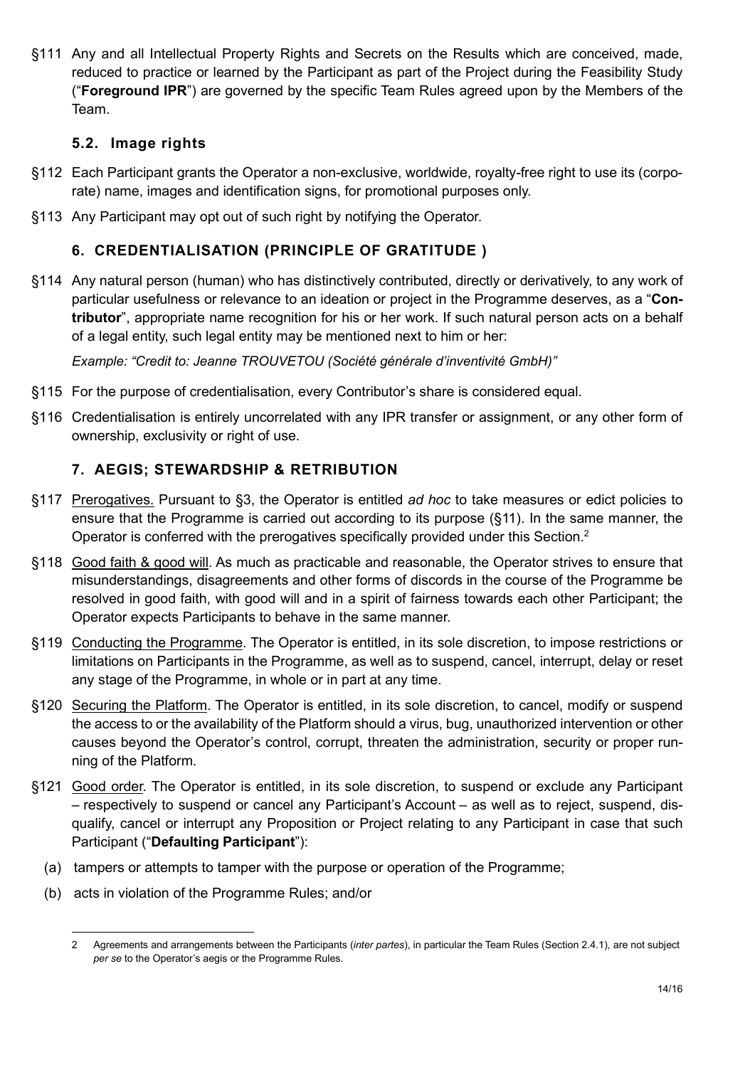§111 Any and all Intellectual Property Rights and Secrets on the Results which are conceived, made, reduced to practice or learned by the Participant as part of the Project during the Feasibility Study ("**Foreground IPR**") are governed by the specific Team Rules agreed upon by the Members of the Team.

### 5.2. Image rights

§112 Each Participant grants the Operator a non-exclusive, worldwide, royalty-free right to use its (corporate) name, images and identification signs, for promotional purposes only.

§113 Any Participant may opt out of such right by notifying the Operator.

## 6. CREDENTIALISATION (PRINCIPLE OF GRATITUDE )

§114 Any natural person (human) who has distinctively contributed, directly or derivatively, to any work of particular usefulness or relevance to an ideation or project in the Programme deserves, as a "**Contributor**", appropriate name recognition for his or her work. If such natural person acts on a behalf of a legal entity, such legal entity may be mentioned next to him or her:

*Example: "Credit to: Jeanne TROUVETOU (Société générale d'inventivité GmbH)"*

§115 For the purpose of credentialisation, every Contributor's share is considered equal.

§116 Credentialisation is entirely uncorrelated with any IPR transfer or assignment, or any other form of ownership, exclusivity or right of use.

## 7. AEGIS; STEWARDSHIP & RETRIBUTION

§117 Prerogatives. Pursuant to §3, the Operator is entitled *ad hoc* to take measures or edict policies to ensure that the Programme is carried out according to its purpose (§11). In the same manner, the Operator is conferred with the prerogatives specifically provided under this Section.[2]

§118 Good faith & good will. As much as practicable and reasonable, the Operator strives to ensure that misunderstandings, disagreements and other forms of discords in the course of the Programme be resolved in good faith, with good will and in a spirit of fairness towards each other Participant; the Operator expects Participants to behave in the same manner.

§119 Conducting the Programme. The Operator is entitled, in its sole discretion, to impose restrictions or limitations on Participants in the Programme, as well as to suspend, cancel, interrupt, delay or reset any stage of the Programme, in whole or in part at any time.

§120 Securing the Platform. The Operator is entitled, in its sole discretion, to cancel, modify or suspend the access to or the availability of the Platform should a virus, bug, unauthorized intervention or other causes beyond the Operator's control, corrupt, threaten the administration, security or proper running of the Platform.

§121 Good order. The Operator is entitled, in its sole discretion, to suspend or exclude any Participant – respectively to suspend or cancel any Participant's Account – as well as to reject, suspend, disqualify, cancel or interrupt any Proposition or Project relating to any Participant in case that such Participant ("**Defaulting Participant**"):

(a) tampers or attempts to tamper with the purpose or operation of the Programme;

(b) acts in violation of the Programme Rules; and/or

---

[2] Agreements and arrangements between the Participants (*inter partes*), in particular the Team Rules (Section 2.4.1), are not subject *per se* to the Operator's aegis or the Programme Rules.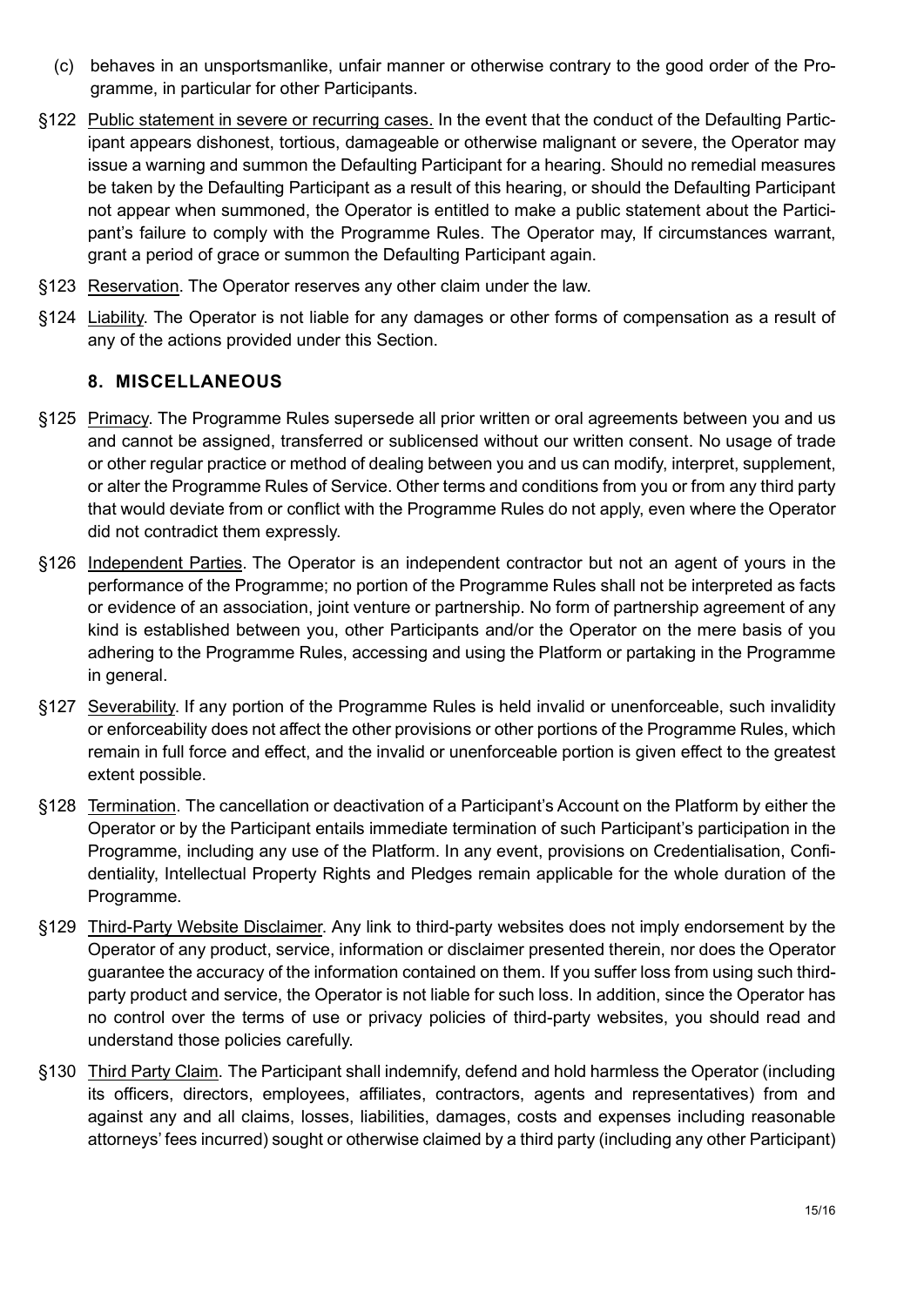(c) behaves in an unsportsmanlike, unfair manner or otherwise contrary to the good order of the Programme, in particular for other Participants.

§122 Public statement in severe or recurring cases. In the event that the conduct of the Defaulting Participant appears dishonest, tortious, damageable or otherwise malignant or severe, the Operator may issue a warning and summon the Defaulting Participant for a hearing. Should no remedial measures be taken by the Defaulting Participant as a result of this hearing, or should the Defaulting Participant not appear when summoned, the Operator is entitled to make a public statement about the Participant's failure to comply with the Programme Rules. The Operator may, If circumstances warrant, grant a period of grace or summon the Defaulting Participant again.

§123 Reservation. The Operator reserves any other claim under the law.

§124 Liability. The Operator is not liable for any damages or other forms of compensation as a result of any of the actions provided under this Section.

## 8. MISCELLANEOUS

§125 Primacy. The Programme Rules supersede all prior written or oral agreements between you and us and cannot be assigned, transferred or sublicensed without our written consent. No usage of trade or other regular practice or method of dealing between you and us can modify, interpret, supplement, or alter the Programme Rules of Service. Other terms and conditions from you or from any third party that would deviate from or conflict with the Programme Rules do not apply, even where the Operator did not contradict them expressly.

§126 Independent Parties. The Operator is an independent contractor but not an agent of yours in the performance of the Programme; no portion of the Programme Rules shall not be interpreted as facts or evidence of an association, joint venture or partnership. No form of partnership agreement of any kind is established between you, other Participants and/or the Operator on the mere basis of you adhering to the Programme Rules, accessing and using the Platform or partaking in the Programme in general.

§127 Severability. If any portion of the Programme Rules is held invalid or unenforceable, such invalidity or enforceability does not affect the other provisions or other portions of the Programme Rules, which remain in full force and effect, and the invalid or unenforceable portion is given effect to the greatest extent possible.

§128 Termination. The cancellation or deactivation of a Participant's Account on the Platform by either the Operator or by the Participant entails immediate termination of such Participant's participation in the Programme, including any use of the Platform. In any event, provisions on Credentialisation, Confidentiality, Intellectual Property Rights and Pledges remain applicable for the whole duration of the Programme.

§129 Third-Party Website Disclaimer. Any link to third-party websites does not imply endorsement by the Operator of any product, service, information or disclaimer presented therein, nor does the Operator guarantee the accuracy of the information contained on them. If you suffer loss from using such third-party product and service, the Operator is not liable for such loss. In addition, since the Operator has no control over the terms of use or privacy policies of third-party websites, you should read and understand those policies carefully.

§130 Third Party Claim. The Participant shall indemnify, defend and hold harmless the Operator (including its officers, directors, employees, affiliates, contractors, agents and representatives) from and against any and all claims, losses, liabilities, damages, costs and expenses including reasonable attorneys' fees incurred) sought or otherwise claimed by a third party (including any other Participant)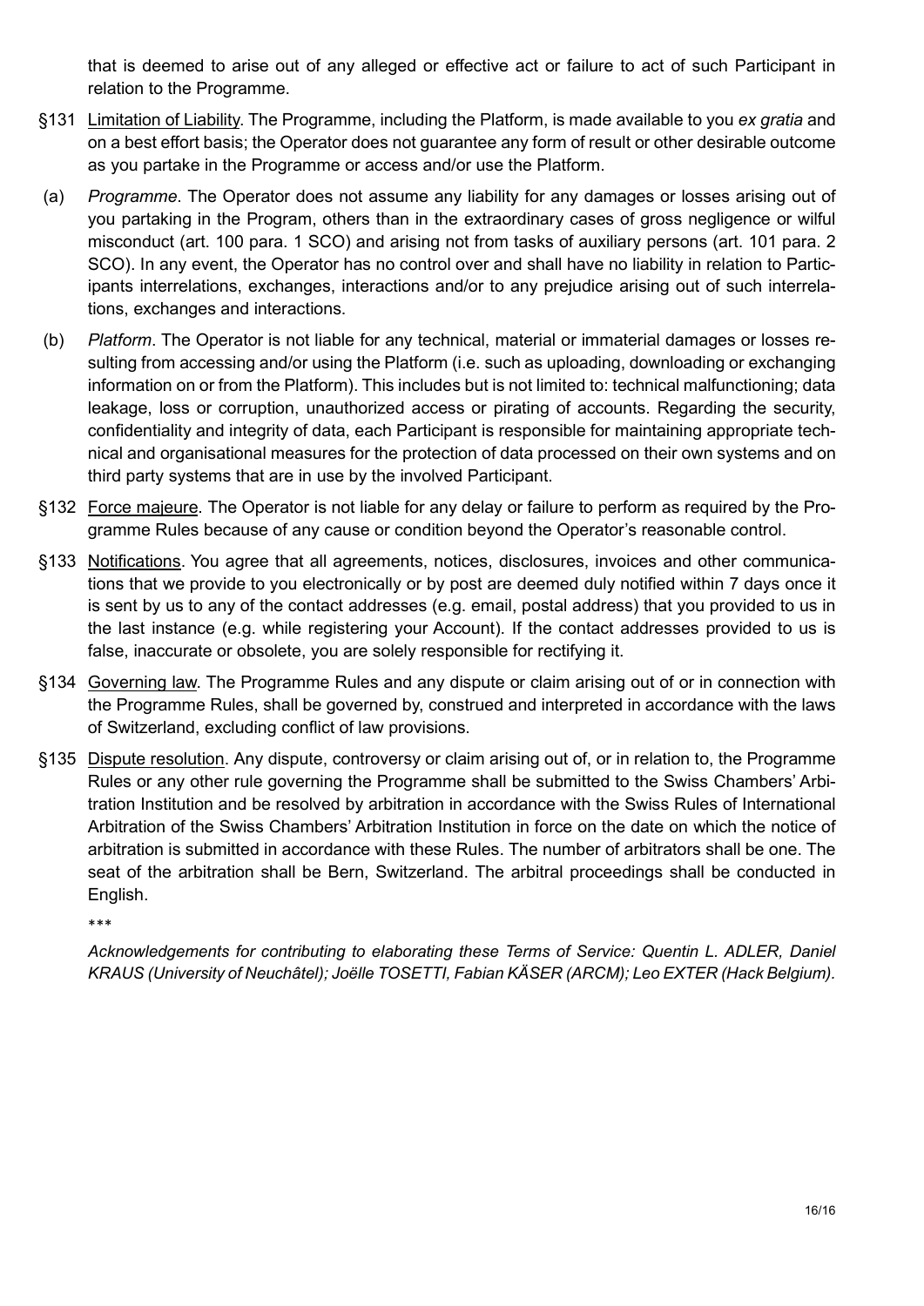that is deemed to arise out of any alleged or effective act or failure to act of such Participant in relation to the Programme.

§131 Limitation of Liability. The Programme, including the Platform, is made available to you *ex gratia* and on a best effort basis; the Operator does not guarantee any form of result or other desirable outcome as you partake in the Programme or access and/or use the Platform.

(a) *Programme*. The Operator does not assume any liability for any damages or losses arising out of you partaking in the Program, others than in the extraordinary cases of gross negligence or wilful misconduct (art. 100 para. 1 SCO) and arising not from tasks of auxiliary persons (art. 101 para. 2 SCO). In any event, the Operator has no control over and shall have no liability in relation to Participants interrelations, exchanges, interactions and/or to any prejudice arising out of such interrelations, exchanges and interactions.

(b) *Platform*. The Operator is not liable for any technical, material or immaterial damages or losses resulting from accessing and/or using the Platform (i.e. such as uploading, downloading or exchanging information on or from the Platform). This includes but is not limited to: technical malfunctioning; data leakage, loss or corruption, unauthorized access or pirating of accounts. Regarding the security, confidentiality and integrity of data, each Participant is responsible for maintaining appropriate technical and organisational measures for the protection of data processed on their own systems and on third party systems that are in use by the involved Participant.

§132 Force majeure. The Operator is not liable for any delay or failure to perform as required by the Programme Rules because of any cause or condition beyond the Operator's reasonable control.

§133 Notifications. You agree that all agreements, notices, disclosures, invoices and other communications that we provide to you electronically or by post are deemed duly notified within 7 days once it is sent by us to any of the contact addresses (e.g. email, postal address) that you provided to us in the last instance (e.g. while registering your Account). If the contact addresses provided to us is false, inaccurate or obsolete, you are solely responsible for rectifying it.

§134 Governing law. The Programme Rules and any dispute or claim arising out of or in connection with the Programme Rules, shall be governed by, construed and interpreted in accordance with the laws of Switzerland, excluding conflict of law provisions.

§135 Dispute resolution. Any dispute, controversy or claim arising out of, or in relation to, the Programme Rules or any other rule governing the Programme shall be submitted to the Swiss Chambers' Arbitration Institution and be resolved by arbitration in accordance with the Swiss Rules of International Arbitration of the Swiss Chambers' Arbitration Institution in force on the date on which the notice of arbitration is submitted in accordance with these Rules. The number of arbitrators shall be one. The seat of the arbitration shall be Bern, Switzerland. The arbitral proceedings shall be conducted in English.

***

*Acknowledgements for contributing to elaborating these Terms of Service: Quentin L. ADLER, Daniel KRAUS (University of Neuchâtel); Joëlle TOSETTI, Fabian KÄSER (ARCM); Leo EXTER (Hack Belgium).*